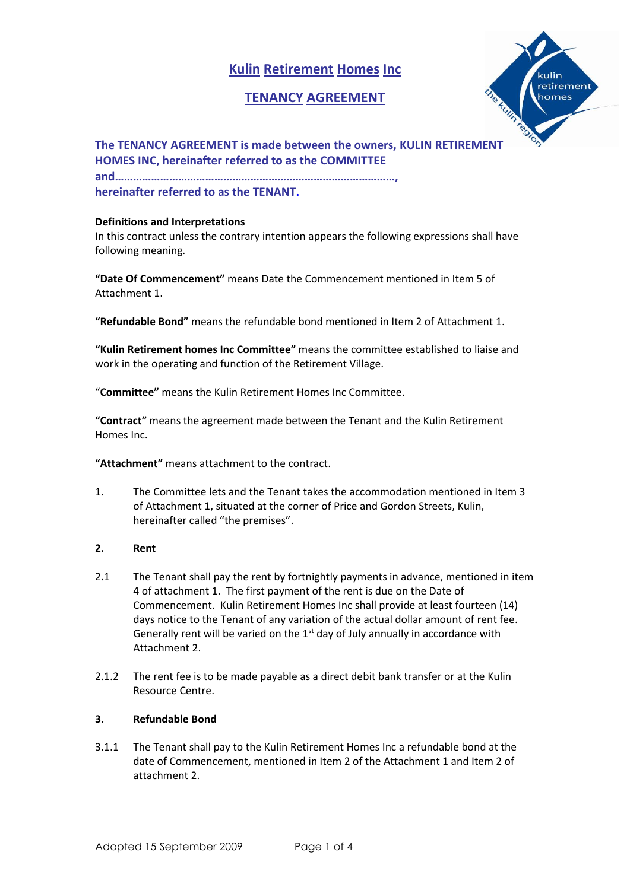# Kulin Retirement Homes Inc

## TENANCY AGREEMENT

**The TENANCY AGREEMENT is made between the owners, KULIN RETIREMENT HOMES INC, hereinafter referred to as the COMMITTEE and………………………………………………………………………………, hereinafter referred to as the TENANT.**

**Definitions and Interpretations**

In this contract unless the contrary intention appears the following expressions shall have following meaning.

**"Date Of Commencement"** means Date the Commencement mentioned in Item 5 of Attachment 1.

**"Refundable Bond"** means the refundable bond mentioned in Item 2 of Attachment 1.

**"Kulin Retirement homes Inc Committee"** means the committee established to liaise and work in the operating and function of the Retirement Village.

"**Committee"** means the Kulin Retirement Homes Inc Committee.

**"Contract"** means the agreement made between the Tenant and the Kulin Retirement Homes Inc.

**"Attachment"** means attachment to the contract.

1. The Committee lets and the Tenant takes the accommodation mentioned in Item 3 of Attachment 1, situated at the corner of Price and Gordon Streets, Kulin, hereinafter called "the premises".

**2. Rent**

2.1 The Tenant shall pay the rent by fortnightly payments in advance, mentioned in item 4 of attachment 1. The first payment of the rent is due on the Date of Commencement. Kulin Retirement Homes Inc shall provide at least fourteen (14) days notice to the Tenant of any variation of the actual dollar amount of rent fee. Generally rent will be varied on the 1st day of July annually in accordance with Attachment 2.

2.1.2 The rent fee is to be made payable as a direct debit bank transfer or at the Kulin Resource Centre.

**3. Refundable Bond**

3.1.1 The Tenant shall pay to the Kulin Retirement Homes Inc a refundable bond at the date of Commencement, mentioned in Item 2 of the Attachment 1 and Item 2 of attachment 2.

Adopted 15 September 2009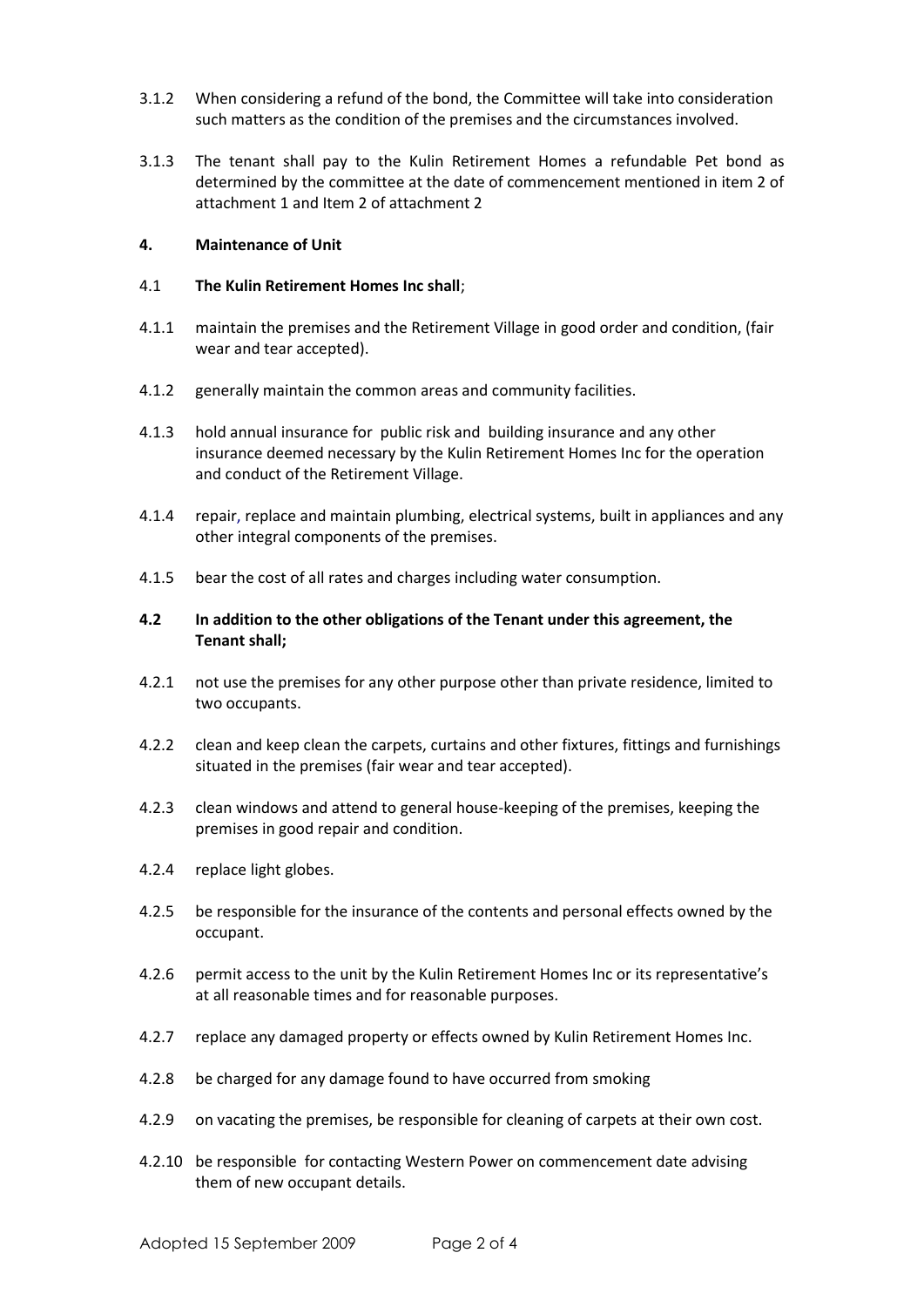3.1.2 When considering a refund of the bond, the Committee will take into consideration such matters as the condition of the premises and the circumstances involved.

3.1.3 The tenant shall pay to the Kulin Retirement Homes a refundable Pet bond as determined by the committee at the date of commencement mentioned in item 2 of attachment 1 and Item 2 of attachment 2

**4. Maintenance of Unit**

4.1 **The Kulin Retirement Homes Inc shall**;

4.1.1 maintain the premises and the Retirement Village in good order and condition, (fair wear and tear accepted).

4.1.2 generally maintain the common areas and community facilities.

4.1.3 hold annual insurance for public risk and building insurance and any other insurance deemed necessary by the Kulin Retirement Homes Inc for the operation and conduct of the Retirement Village.

4.1.4 repair, replace and maintain plumbing, electrical systems, built in appliances and any other integral components of the premises.

4.1.5 bear the cost of all rates and charges including water consumption.

**4.2 In addition to the other obligations of the Tenant under this agreement, the Tenant shall;**

4.2.1 not use the premises for any other purpose other than private residence, limited to two occupants.

4.2.2 clean and keep clean the carpets, curtains and other fixtures, fittings and furnishings situated in the premises (fair wear and tear accepted).

4.2.3 clean windows and attend to general house-keeping of the premises, keeping the premises in good repair and condition.

4.2.4 replace light globes.

4.2.5 be responsible for the insurance of the contents and personal effects owned by the occupant.

4.2.6 permit access to the unit by the Kulin Retirement Homes Inc or its representative's at all reasonable times and for reasonable purposes.

4.2.7 replace any damaged property or effects owned by Kulin Retirement Homes Inc.

4.2.8 be charged for any damage found to have occurred from smoking

4.2.9 on vacating the premises, be responsible for cleaning of carpets at their own cost.

4.2.10 be responsible for contacting Western Power on commencement date advising them of new occupant details.

Adopted 15 September 2009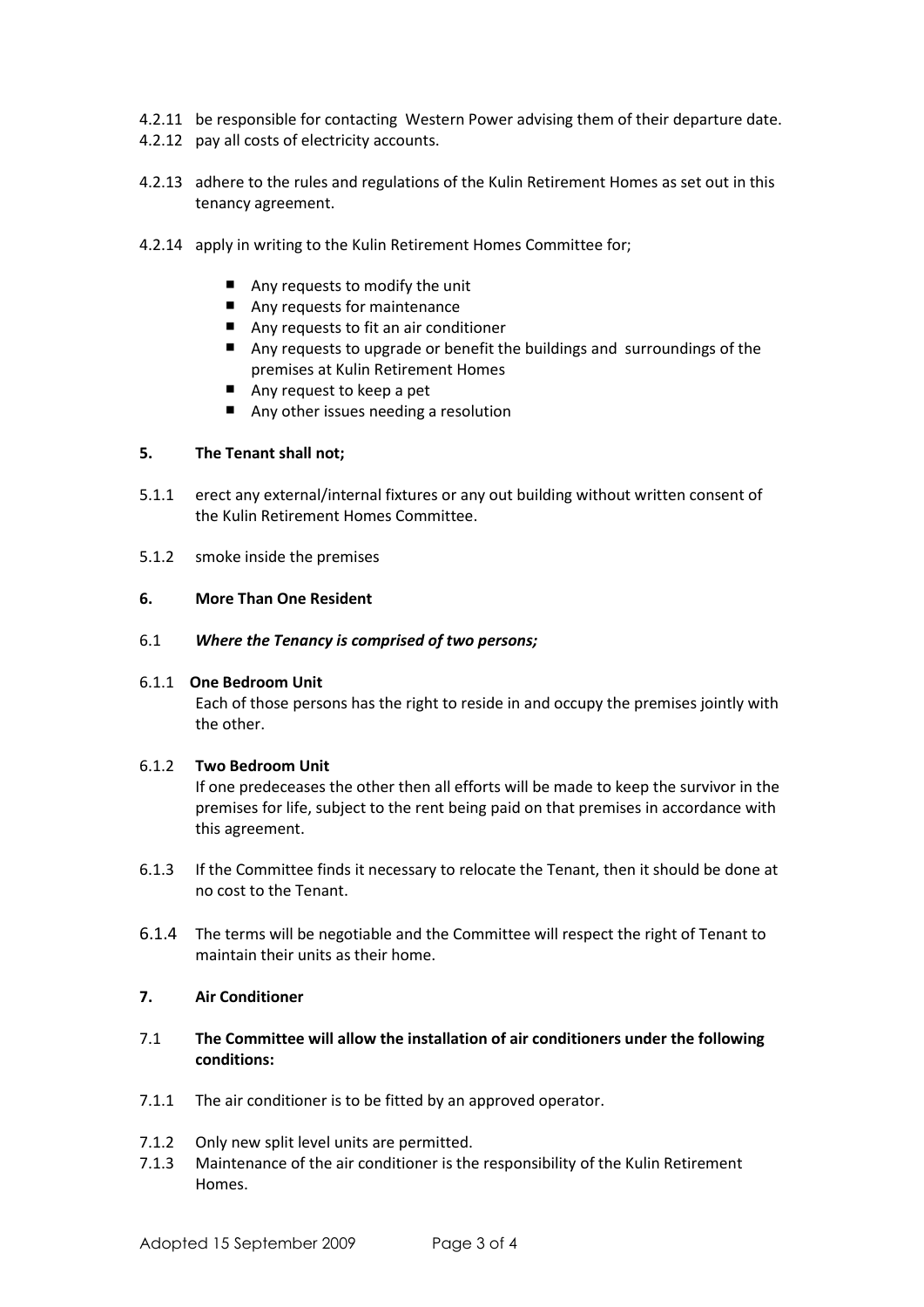4.2.11 be responsible for contacting Western Power advising them of their departure date.

4.2.12 pay all costs of electricity accounts.

4.2.13 adhere to the rules and regulations of the Kulin Retirement Homes as set out in this tenancy agreement.

4.2.14 apply in writing to the Kulin Retirement Homes Committee for;

- Any requests to modify the unit
- Any requests for maintenance
- Any requests to fit an air conditioner
- Any requests to upgrade or benefit the buildings and surroundings of the premises at Kulin Retirement Homes
- Any request to keep a pet
- Any other issues needing a resolution

**5. The Tenant shall not;**

5.1.1 erect any external/internal fixtures or any out building without written consent of the Kulin Retirement Homes Committee.

5.1.2 smoke inside the premises

**6. More Than One Resident**

6.1 ***Where the Tenancy is comprised of two persons;***

6.1.1 **One Bedroom Unit**

Each of those persons has the right to reside in and occupy the premises jointly with the other.

6.1.2 **Two Bedroom Unit**

If one predeceases the other then all efforts will be made to keep the survivor in the premises for life, subject to the rent being paid on that premises in accordance with this agreement.

6.1.3 If the Committee finds it necessary to relocate the Tenant, then it should be done at no cost to the Tenant.

6.1.4 The terms will be negotiable and the Committee will respect the right of Tenant to maintain their units as their home.

**7. Air Conditioner**

7.1 **The Committee will allow the installation of air conditioners under the following conditions:**

7.1.1 The air conditioner is to be fitted by an approved operator.

7.1.2 Only new split level units are permitted.

7.1.3 Maintenance of the air conditioner is the responsibility of the Kulin Retirement Homes.

Adopted 15 September 2009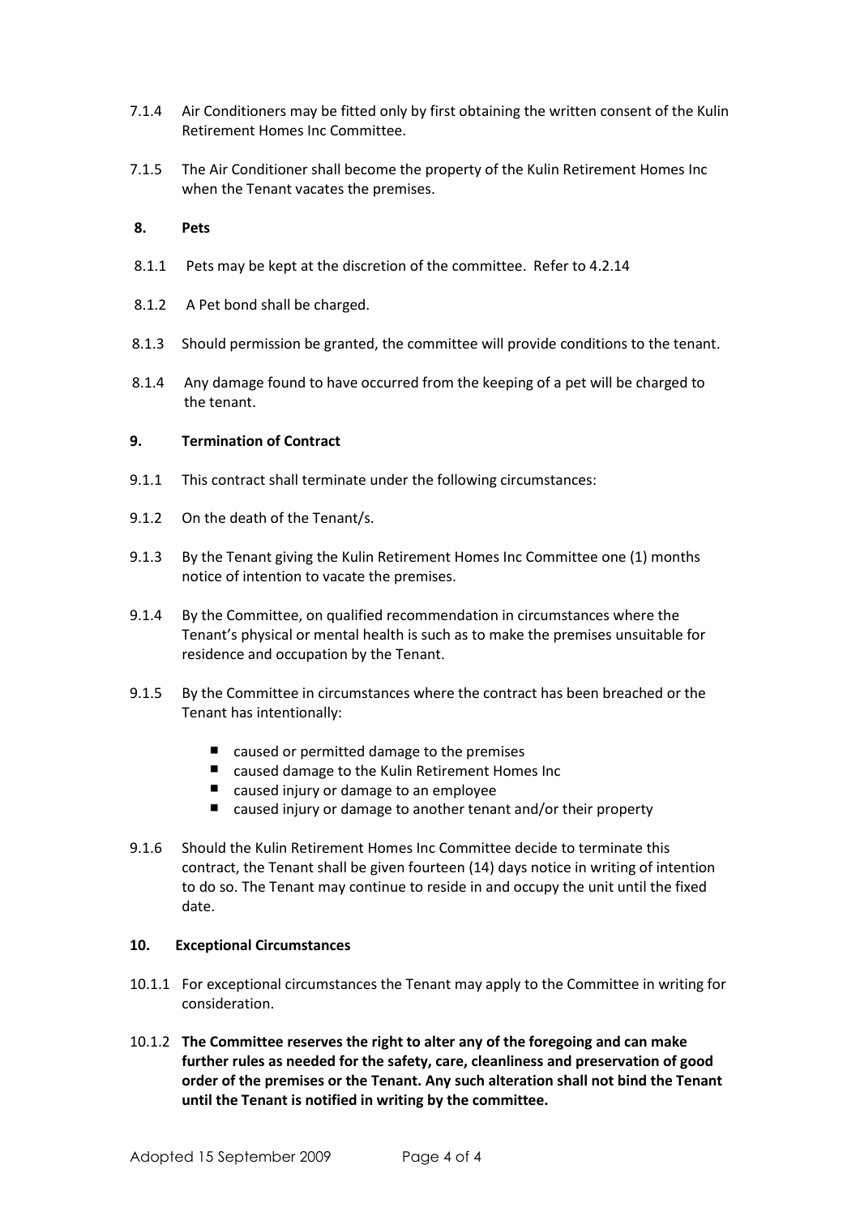7.1.4 Air Conditioners may be fitted only by first obtaining the written consent of the Kulin Retirement Homes Inc Committee.

7.1.5 The Air Conditioner shall become the property of the Kulin Retirement Homes Inc when the Tenant vacates the premises.

**8. Pets**

8.1.1 Pets may be kept at the discretion of the committee. Refer to 4.2.14

8.1.2 A Pet bond shall be charged.

8.1.3 Should permission be granted, the committee will provide conditions to the tenant.

8.1.4 Any damage found to have occurred from the keeping of a pet will be charged to the tenant.

**9. Termination of Contract**

9.1.1 This contract shall terminate under the following circumstances:

9.1.2 On the death of the Tenant/s.

9.1.3 By the Tenant giving the Kulin Retirement Homes Inc Committee one (1) months notice of intention to vacate the premises.

9.1.4 By the Committee, on qualified recommendation in circumstances where the Tenant's physical or mental health is such as to make the premises unsuitable for residence and occupation by the Tenant.

9.1.5 By the Committee in circumstances where the contract has been breached or the Tenant has intentionally:

- caused or permitted damage to the premises
- caused damage to the Kulin Retirement Homes Inc
- caused injury or damage to an employee
- caused injury or damage to another tenant and/or their property

9.1.6 Should the Kulin Retirement Homes Inc Committee decide to terminate this contract, the Tenant shall be given fourteen (14) days notice in writing of intention to do so. The Tenant may continue to reside in and occupy the unit until the fixed date.

**10. Exceptional Circumstances**

10.1.1 For exceptional circumstances the Tenant may apply to the Committee in writing for consideration.

10.1.2 **The Committee reserves the right to alter any of the foregoing and can make further rules as needed for the safety, care, cleanliness and preservation of good order of the premises or the Tenant. Any such alteration shall not bind the Tenant until the Tenant is notified in writing by the committee.**

Adopted 15 September 2009